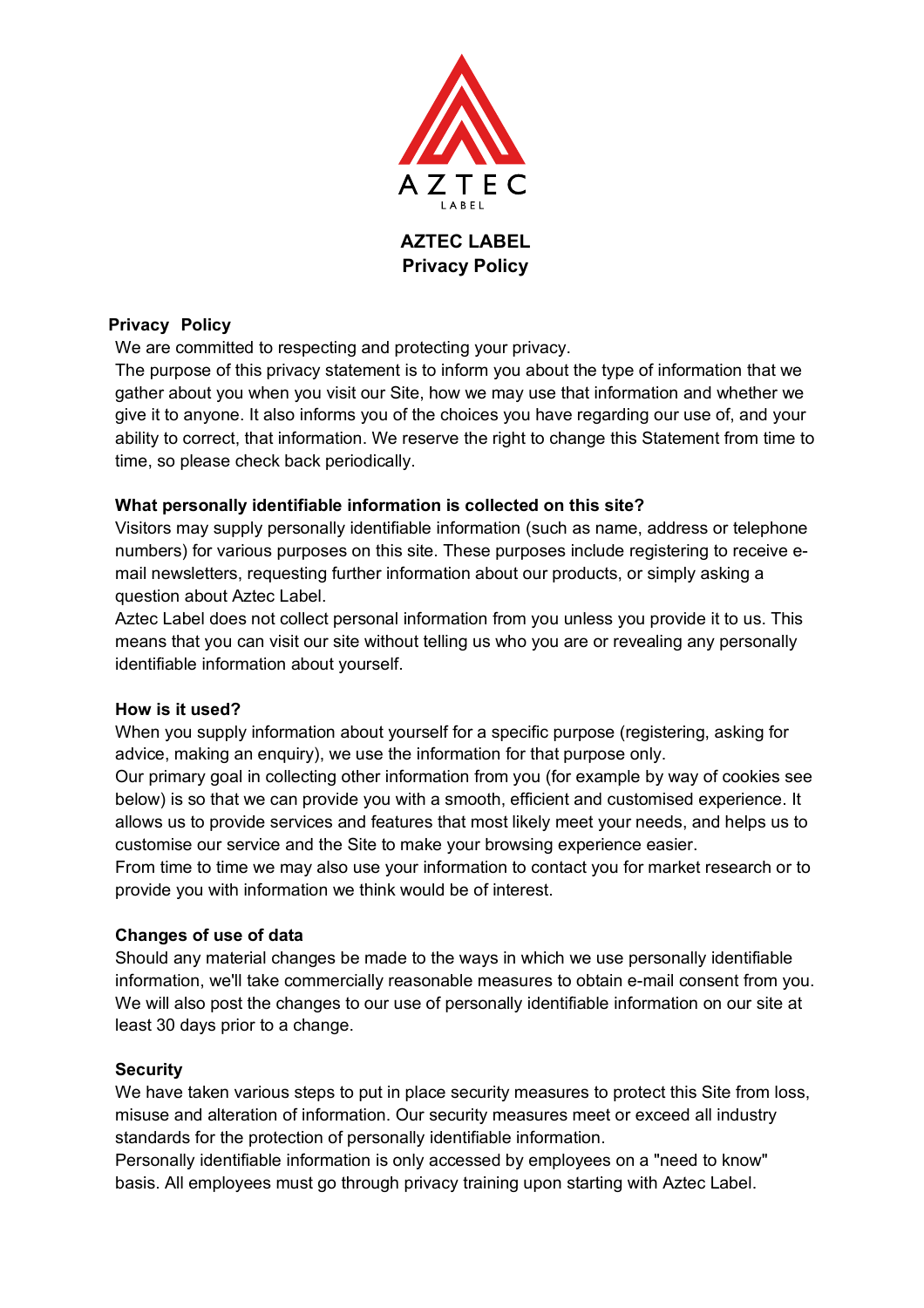AZTEC
LABEL

# AZTEC LABEL
# Privacy Policy

## Privacy Policy

We are committed to respecting and protecting your privacy.
The purpose of this privacy statement is to inform you about the type of information that we gather about you when you visit our Site, how we may use that information and whether we give it to anyone. It also informs you of the choices you have regarding our use of, and your ability to correct, that information. We reserve the right to change this Statement from time to time, so please check back periodically.

### What personally identifiable information is collected on this site?

Visitors may supply personally identifiable information (such as name, address or telephone numbers) for various purposes on this site. These purposes include registering to receive e-mail newsletters, requesting further information about our products, or simply asking a question about Aztec Label.
Aztec Label does not collect personal information from you unless you provide it to us. This means that you can visit our site without telling us who you are or revealing any personally identifiable information about yourself.

### How is it used?

When you supply information about yourself for a specific purpose (registering, asking for advice, making an enquiry), we use the information for that purpose only.
Our primary goal in collecting other information from you (for example by way of cookies see below) is so that we can provide you with a smooth, efficient and customised experience. It allows us to provide services and features that most likely meet your needs, and helps us to customise our service and the Site to make your browsing experience easier.
From time to time we may also use your information to contact you for market research or to provide you with information we think would be of interest.

### Changes of use of data

Should any material changes be made to the ways in which we use personally identifiable information, we'll take commercially reasonable measures to obtain e-mail consent from you. We will also post the changes to our use of personally identifiable information on our site at least 30 days prior to a change.

### Security

We have taken various steps to put in place security measures to protect this Site from loss, misuse and alteration of information. Our security measures meet or exceed all industry standards for the protection of personally identifiable information.
Personally identifiable information is only accessed by employees on a "need to know" basis. All employees must go through privacy training upon starting with Aztec Label.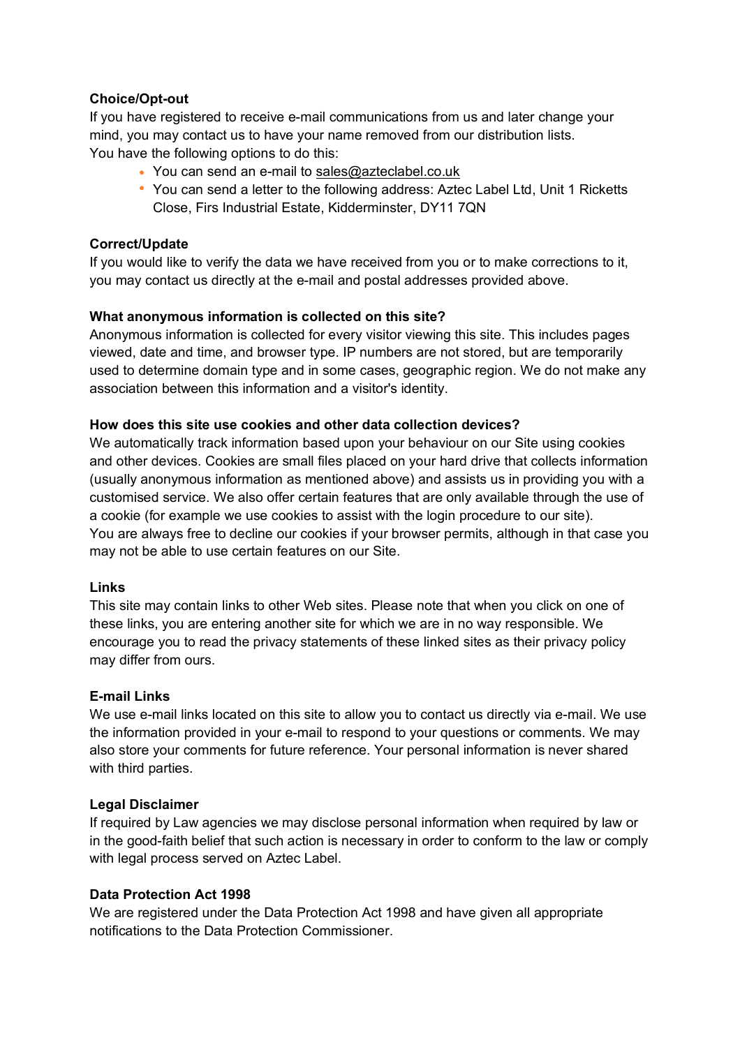**Choice/Opt-out**

If you have registered to receive e-mail communications from us and later change your mind, you may contact us to have your name removed from our distribution lists.
You have the following options to do this:

- You can send an e-mail to sales@azteclabel.co.uk
- You can send a letter to the following address: Aztec Label Ltd, Unit 1 Ricketts Close, Firs Industrial Estate, Kidderminster, DY11 7QN

**Correct/Update**

If you would like to verify the data we have received from you or to make corrections to it, you may contact us directly at the e-mail and postal addresses provided above.

**What anonymous information is collected on this site?**

Anonymous information is collected for every visitor viewing this site. This includes pages viewed, date and time, and browser type. IP numbers are not stored, but are temporarily used to determine domain type and in some cases, geographic region. We do not make any association between this information and a visitor's identity.

**How does this site use cookies and other data collection devices?**

We automatically track information based upon your behaviour on our Site using cookies and other devices. Cookies are small files placed on your hard drive that collects information (usually anonymous information as mentioned above) and assists us in providing you with a customised service. We also offer certain features that are only available through the use of a cookie (for example we use cookies to assist with the login procedure to our site).
You are always free to decline our cookies if your browser permits, although in that case you may not be able to use certain features on our Site.

**Links**

This site may contain links to other Web sites. Please note that when you click on one of these links, you are entering another site for which we are in no way responsible. We encourage you to read the privacy statements of these linked sites as their privacy policy may differ from ours.

**E-mail Links**

We use e-mail links located on this site to allow you to contact us directly via e-mail. We use the information provided in your e-mail to respond to your questions or comments. We may also store your comments for future reference. Your personal information is never shared with third parties.

**Legal Disclaimer**

If required by Law agencies we may disclose personal information when required by law or in the good-faith belief that such action is necessary in order to conform to the law or comply with legal process served on Aztec Label.

**Data Protection Act 1998**

We are registered under the Data Protection Act 1998 and have given all appropriate notifications to the Data Protection Commissioner.